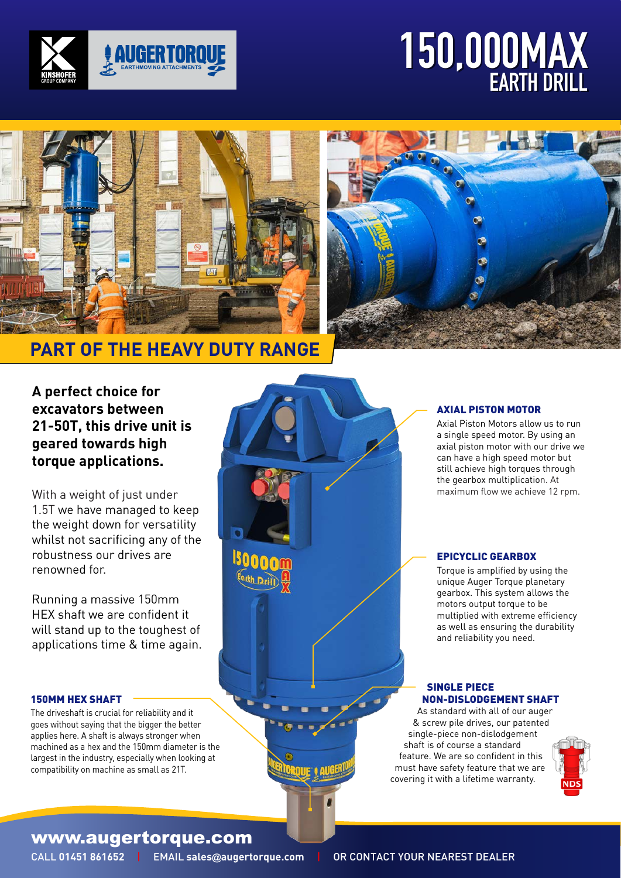# 150,000MAX EARTH DRILL

## PART OF THE HEAVY DUTY RANGE

**A perfect choice for excavators between 21-50T, this drive unit is geared towards high torque applications.**

With a weight of just under 1.5T we have managed to keep the weight down for versatility whilst not sacrificing any of the robustness our drives are renowned for.

Running a massive 150mm HEX shaft we are confident it will stand up to the toughest of applications time & time again.

### 150MM HEX SHAFT

The driveshaft is crucial for reliability and it goes without saying that the bigger the better applies here. A shaft is always stronger when machined as a hex and the 150mm diameter is the largest in the industry, especially when looking at compatibility on machine as small as 21T.

### AXIAL PISTON MOTOR

Axial Piston Motors allow us to run a single speed motor. By using an axial piston motor with our drive we can have a high speed motor but still achieve high torques through the gearbox multiplication. At maximum flow we achieve 12 rpm.

### EPICYCLIC GEARBOX

Torque is amplified by using the unique Auger Torque planetary gearbox. This system allows the motors output torque to be multiplied with extreme efficiency as well as ensuring the durability and reliability you need.

### SINGLE PIECE NON-DISLODGEMENT SHAFT

As standard with all of our auger & screw pile drives, our patented single-piece non-dislodgement shaft is of course a standard feature. We are so confident in this must have safety feature that we are covering it with a lifetime warranty.

**www.augertorque.com**

CALL **01451 861652** | EMAIL **sales@augertorque.com** | OR CONTACT YOUR NEAREST DEALER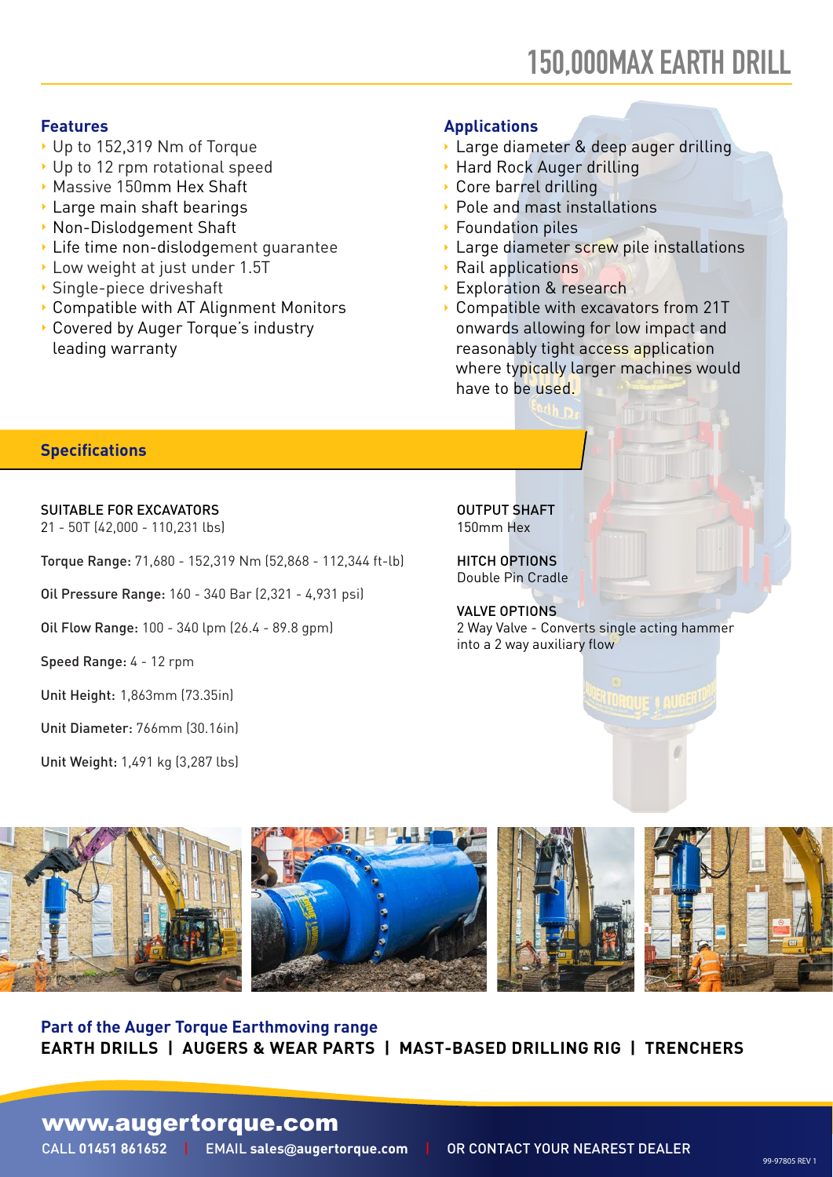# 150,000MAX EARTH DRILL

## Features

- Up to 152,319 Nm of Torque
- Up to 12 rpm rotational speed
- Massive 150mm Hex Shaft
- Large main shaft bearings
- Non-Dislodgement Shaft
- Life time non-dislodgement guarantee
- Low weight at just under 1.5T
- Single-piece driveshaft
- Compatible with AT Alignment Monitors
- Covered by Auger Torque's industry leading warranty

## Applications

- Large diameter & deep auger drilling
- Hard Rock Auger drilling
- Core barrel drilling
- Pole and mast installations
- Foundation piles
- Large diameter screw pile installations
- Rail applications
- Exploration & research
- Compatible with excavators from 21T onwards allowing for low impact and reasonably tight access application where typically larger machines would have to be used.

## Specifications

SUITABLE FOR EXCAVATORS
21 - 50T (42,000 - 110,231 lbs)

**Torque Range:** 71,680 - 152,319 Nm (52,868 - 112,344 ft-lb)

**Oil Pressure Range:** 160 - 340 Bar (2,321 - 4,931 psi)

**Oil Flow Range:** 100 - 340 lpm (26.4 - 89.8 gpm)

**Speed Range:** 4 - 12 rpm

**Unit Height:** 1,863mm (73.35in)

**Unit Diameter:** 766mm (30.16in)

**Unit Weight:** 1,491 kg (3,287 lbs)

OUTPUT SHAFT
150mm Hex

HITCH OPTIONS
Double Pin Cradle

VALVE OPTIONS
2 Way Valve - Converts single acting hammer into a 2 way auxiliary flow

**Part of the Auger Torque Earthmoving range**
**EARTH DRILLS | AUGERS & WEAR PARTS | MAST-BASED DRILLING RIG | TRENCHERS**

**www.augertorque.com**
CALL **01451 861652** | EMAIL **sales@augertorque.com** | OR CONTACT YOUR NEAREST DEALER

99-97805 REV 1